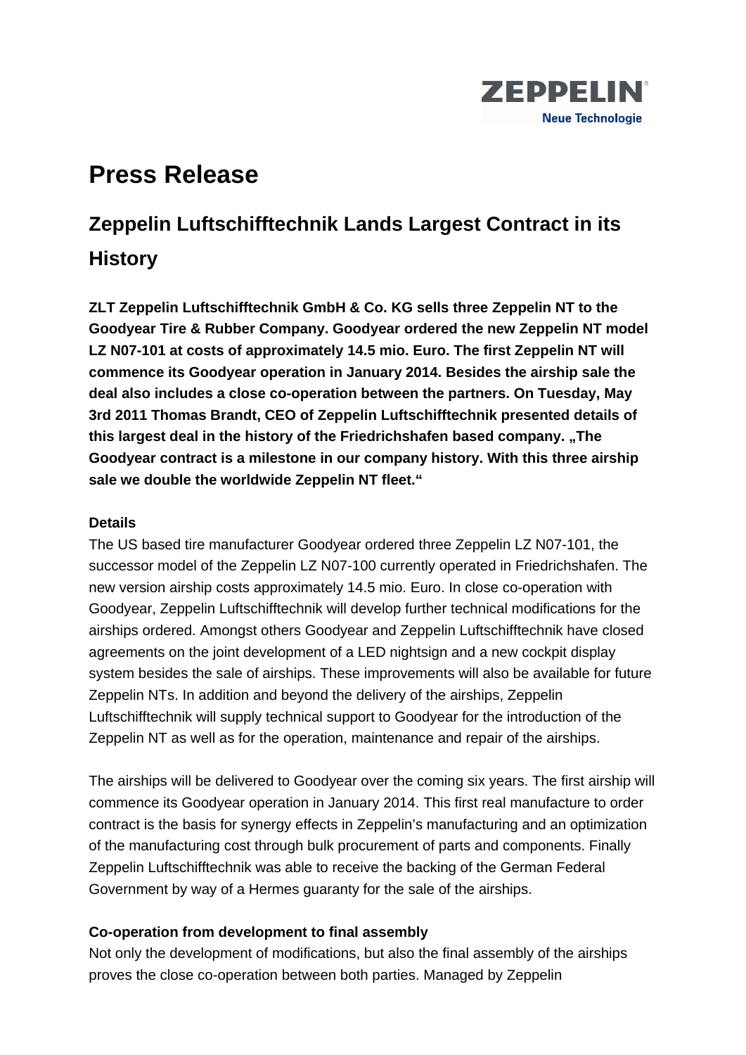ZEPPELIN
Neue Technologie

# Press Release

## Zeppelin Luftschifftechnik Lands Largest Contract in its History

**ZLT Zeppelin Luftschifftechnik GmbH & Co. KG sells three Zeppelin NT to the Goodyear Tire & Rubber Company. Goodyear ordered the new Zeppelin NT model LZ N07-101 at costs of approximately 14.5 mio. Euro. The first Zeppelin NT will commence its Goodyear operation in January 2014. Besides the airship sale the deal also includes a close co-operation between the partners. On Tuesday, May 3rd 2011 Thomas Brandt, CEO of Zeppelin Luftschifftechnik presented details of this largest deal in the history of the Friedrichshafen based company. „The Goodyear contract is a milestone in our company history. With this three airship sale we double the worldwide Zeppelin NT fleet.“**

### Details

The US based tire manufacturer Goodyear ordered three Zeppelin LZ N07-101, the successor model of the Zeppelin LZ N07-100 currently operated in Friedrichshafen. The new version airship costs approximately 14.5 mio. Euro. In close co-operation with Goodyear, Zeppelin Luftschifftechnik will develop further technical modifications for the airships ordered. Amongst others Goodyear and Zeppelin Luftschifftechnik have closed agreements on the joint development of a LED nightsign and a new cockpit display system besides the sale of airships. These improvements will also be available for future Zeppelin NTs. In addition and beyond the delivery of the airships, Zeppelin Luftschifftechnik will supply technical support to Goodyear for the introduction of the Zeppelin NT as well as for the operation, maintenance and repair of the airships.

The airships will be delivered to Goodyear over the coming six years. The first airship will commence its Goodyear operation in January 2014. This first real manufacture to order contract is the basis for synergy effects in Zeppelin's manufacturing and an optimization of the manufacturing cost through bulk procurement of parts and components. Finally Zeppelin Luftschifftechnik was able to receive the backing of the German Federal Government by way of a Hermes guaranty for the sale of the airships.

### Co-operation from development to final assembly

Not only the development of modifications, but also the final assembly of the airships proves the close co-operation between both parties. Managed by Zeppelin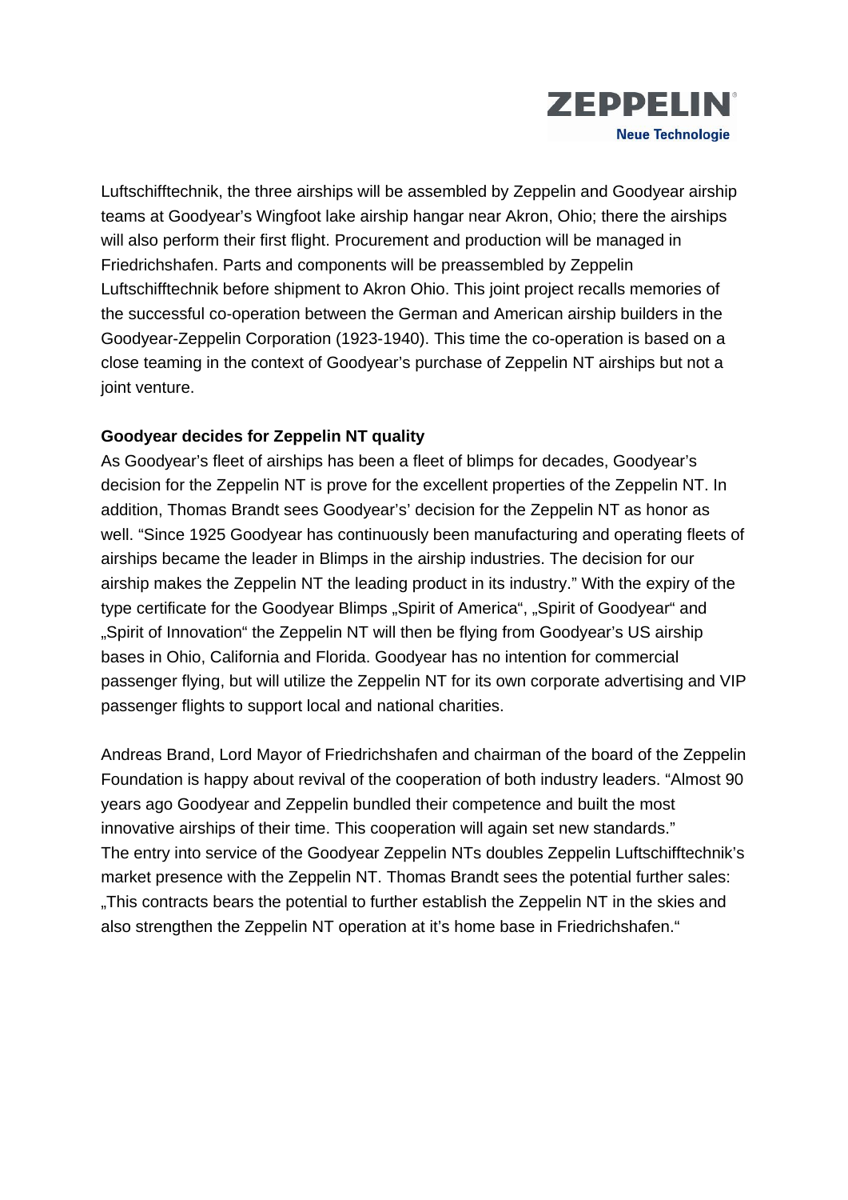Luftschifftechnik, the three airships will be assembled by Zeppelin and Goodyear airship teams at Goodyear's Wingfoot lake airship hangar near Akron, Ohio; there the airships will also perform their first flight. Procurement and production will be managed in Friedrichshafen. Parts and components will be preassembled by Zeppelin Luftschifftechnik before shipment to Akron Ohio. This joint project recalls memories of the successful co-operation between the German and American airship builders in the Goodyear-Zeppelin Corporation (1923-1940). This time the co-operation is based on a close teaming in the context of Goodyear's purchase of Zeppelin NT airships but not a joint venture.

**Goodyear decides for Zeppelin NT quality**

As Goodyear's fleet of airships has been a fleet of blimps for decades, Goodyear's decision for the Zeppelin NT is prove for the excellent properties of the Zeppelin NT. In addition, Thomas Brandt sees Goodyear's' decision for the Zeppelin NT as honor as well. "Since 1925 Goodyear has continuously been manufacturing and operating fleets of airships became the leader in Blimps in the airship industries. The decision for our airship makes the Zeppelin NT the leading product in its industry." With the expiry of the type certificate for the Goodyear Blimps „Spirit of America", „Spirit of Goodyear" and „Spirit of Innovation" the Zeppelin NT will then be flying from Goodyear's US airship bases in Ohio, California and Florida. Goodyear has no intention for commercial passenger flying, but will utilize the Zeppelin NT for its own corporate advertising and VIP passenger flights to support local and national charities.

Andreas Brand, Lord Mayor of Friedrichshafen and chairman of the board of the Zeppelin Foundation is happy about revival of the cooperation of both industry leaders. "Almost 90 years ago Goodyear and Zeppelin bundled their competence and built the most innovative airships of their time. This cooperation will again set new standards."
The entry into service of the Goodyear Zeppelin NTs doubles Zeppelin Luftschifftechnik's market presence with the Zeppelin NT. Thomas Brandt sees the potential further sales: „This contracts bears the potential to further establish the Zeppelin NT in the skies and also strengthen the Zeppelin NT operation at it's home base in Friedrichshafen."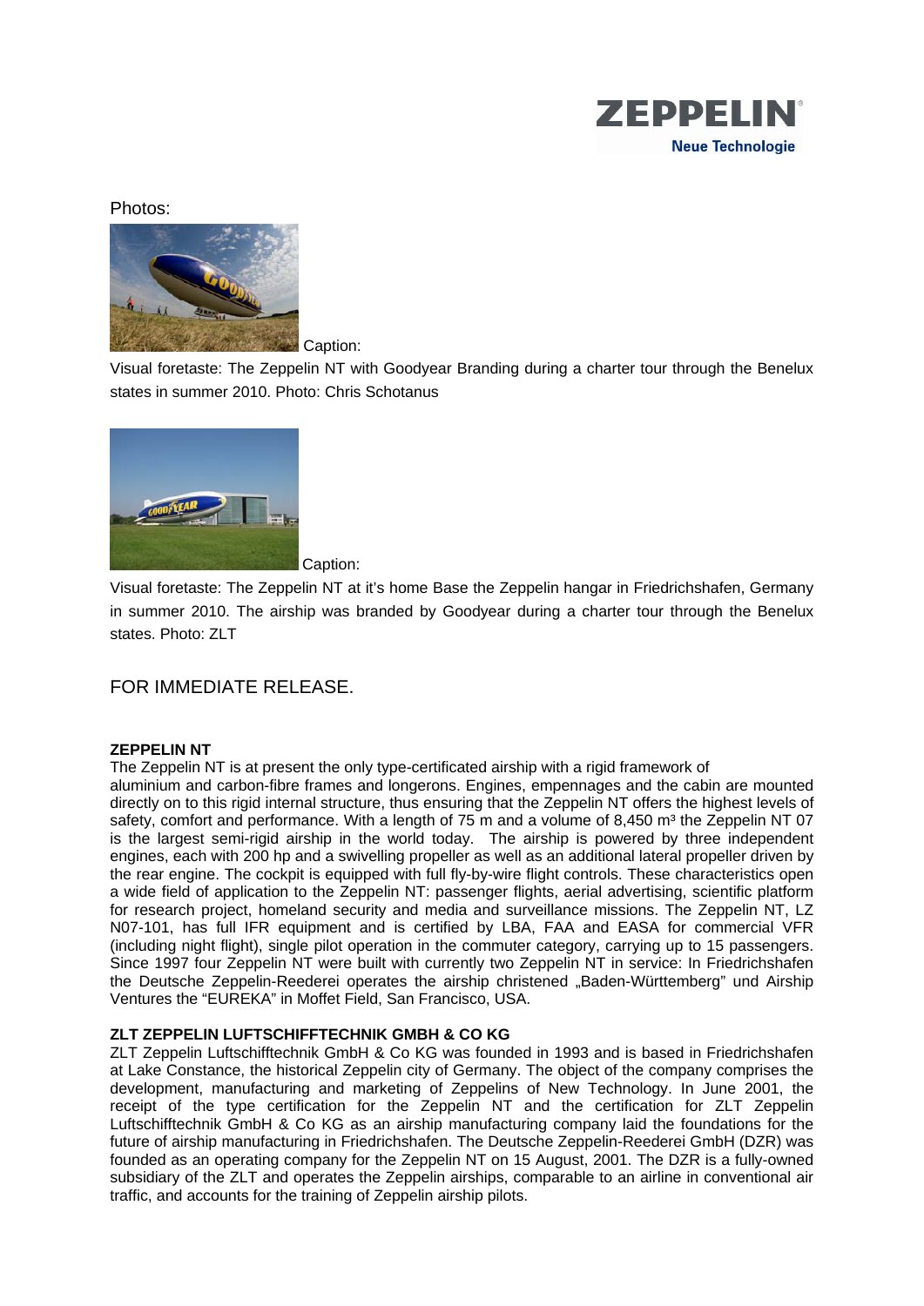Photos:

Caption:

Visual foretaste: The Zeppelin NT with Goodyear Branding during a charter tour through the Benelux states in summer 2010. Photo: Chris Schotanus

Caption:

Visual foretaste: The Zeppelin NT at it's home Base the Zeppelin hangar in Friedrichshafen, Germany in summer 2010. The airship was branded by Goodyear during a charter tour through the Benelux states. Photo: ZLT

FOR IMMEDIATE RELEASE.

**ZEPPELIN NT**

The Zeppelin NT is at present the only type-certificated airship with a rigid framework of aluminium and carbon-fibre frames and longerons. Engines, empennages and the cabin are mounted directly on to this rigid internal structure, thus ensuring that the Zeppelin NT offers the highest levels of safety, comfort and performance. With a length of 75 m and a volume of 8,450 m³ the Zeppelin NT 07 is the largest semi-rigid airship in the world today. The airship is powered by three independent engines, each with 200 hp and a swivelling propeller as well as an additional lateral propeller driven by the rear engine. The cockpit is equipped with full fly-by-wire flight controls. These characteristics open a wide field of application to the Zeppelin NT: passenger flights, aerial advertising, scientific platform for research project, homeland security and media and surveillance missions. The Zeppelin NT, LZ N07-101, has full IFR equipment and is certified by LBA, FAA and EASA for commercial VFR (including night flight), single pilot operation in the commuter category, carrying up to 15 passengers. Since 1997 four Zeppelin NT were built with currently two Zeppelin NT in service: In Friedrichshafen the Deutsche Zeppelin-Reederei operates the airship christened „Baden-Württemberg" und Airship Ventures the "EUREKA" in Moffet Field, San Francisco, USA.

**ZLT ZEPPELIN LUFTSCHIFFTECHNIK GMBH & CO KG**

ZLT Zeppelin Luftschifftechnik GmbH & Co KG was founded in 1993 and is based in Friedrichshafen at Lake Constance, the historical Zeppelin city of Germany. The object of the company comprises the development, manufacturing and marketing of Zeppelins of New Technology. In June 2001, the receipt of the type certification for the Zeppelin NT and the certification for ZLT Zeppelin Luftschifftechnik GmbH & Co KG as an airship manufacturing company laid the foundations for the future of airship manufacturing in Friedrichshafen. The Deutsche Zeppelin-Reederei GmbH (DZR) was founded as an operating company for the Zeppelin NT on 15 August, 2001. The DZR is a fully-owned subsidiary of the ZLT and operates the Zeppelin airships, comparable to an airline in conventional air traffic, and accounts for the training of Zeppelin airship pilots.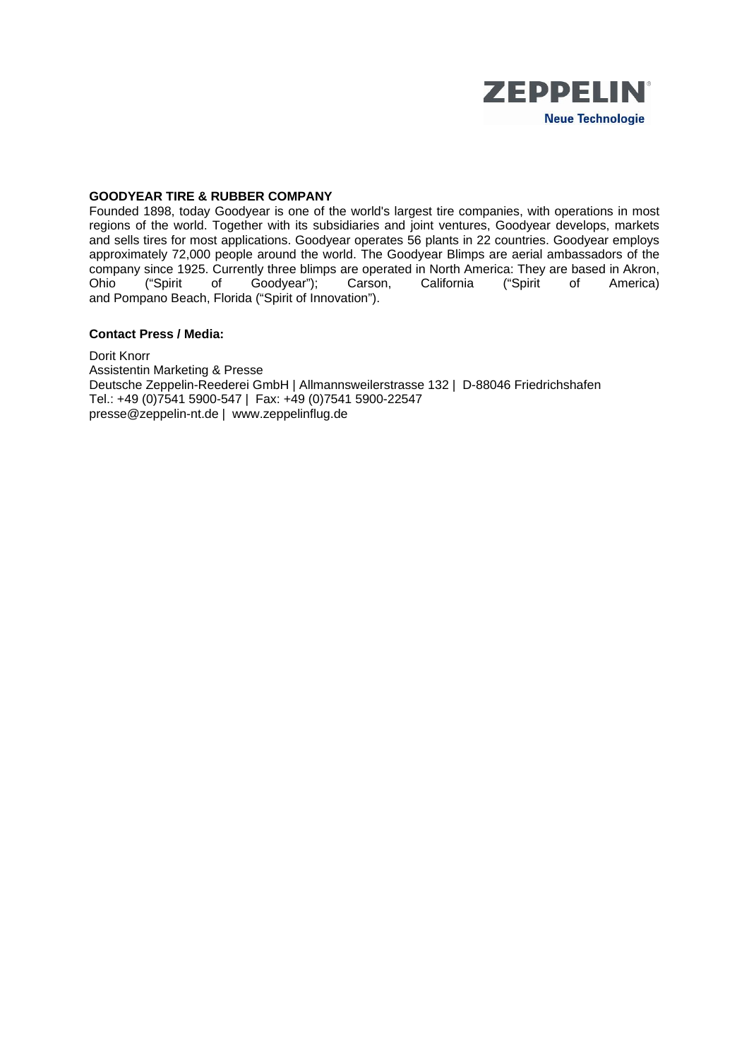**GOODYEAR TIRE & RUBBER COMPANY**

Founded 1898, today Goodyear is one of the world's largest tire companies, with operations in most regions of the world. Together with its subsidiaries and joint ventures, Goodyear develops, markets and sells tires for most applications. Goodyear operates 56 plants in 22 countries. Goodyear employs approximately 72,000 people around the world. The Goodyear Blimps are aerial ambassadors of the company since 1925. Currently three blimps are operated in North America: They are based in Akron, Ohio ("Spirit of Goodyear"); Carson, California ("Spirit of America) and Pompano Beach, Florida ("Spirit of Innovation").

**Contact Press / Media:**

Dorit Knorr
Assistentin Marketing & Presse
Deutsche Zeppelin-Reederei GmbH | Allmannsweilerstrasse 132 | D-88046 Friedrichshafen
Tel.: +49 (0)7541 5900-547 | Fax: +49 (0)7541 5900-22547
presse@zeppelin-nt.de | www.zeppelinflug.de